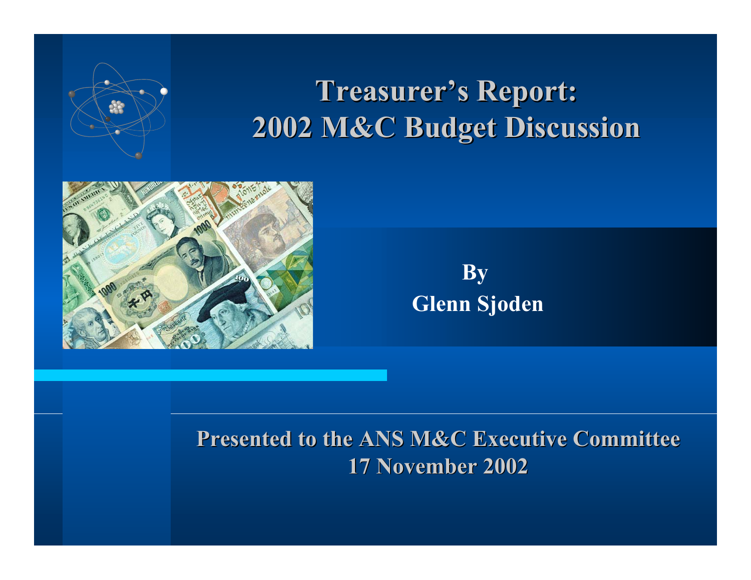# Treasurer's Report: 2002 M&C Budget Discussion

**By**
**Glenn Sjoden**

**Presented to the ANS M&C Executive Committee**
**17 November 2002**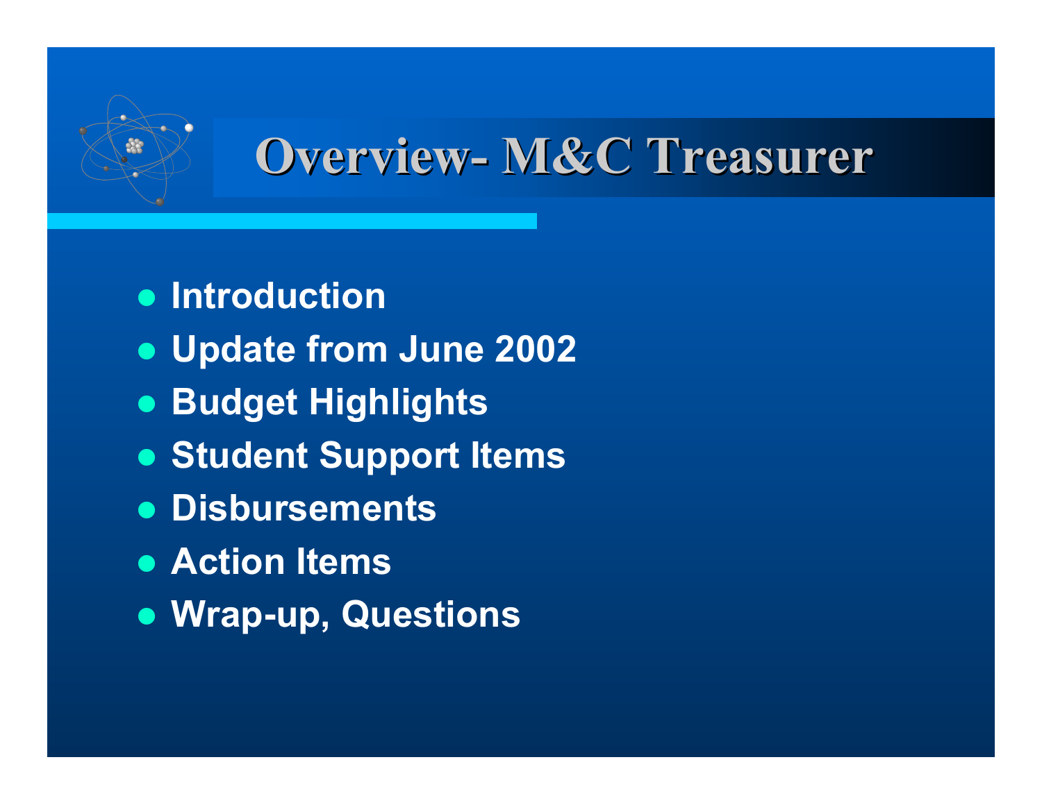# Overview- M&C Treasurer

- Introduction
- Update from June 2002
- Budget Highlights
- Student Support Items
- Disbursements
- Action Items
- Wrap-up, Questions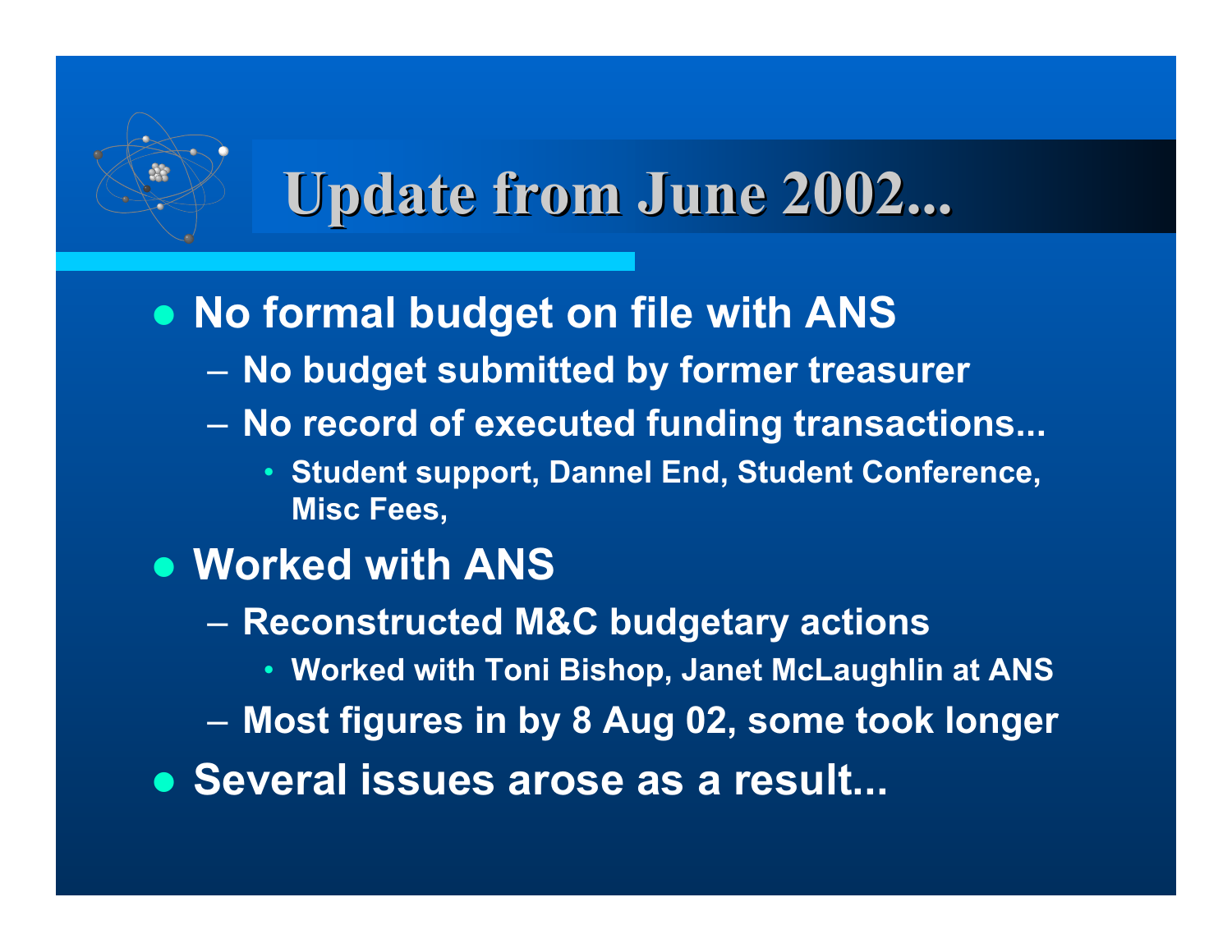# Update from June 2002...

- No formal budget on file with ANS
  - No budget submitted by former treasurer
  - No record of executed funding transactions...
    - Student support, Dannel End, Student Conference, Misc Fees,
- Worked with ANS
  - Reconstructed M&C budgetary actions
    - Worked with Toni Bishop, Janet McLaughlin at ANS
  - Most figures in by 8 Aug 02, some took longer
- Several issues arose as a result...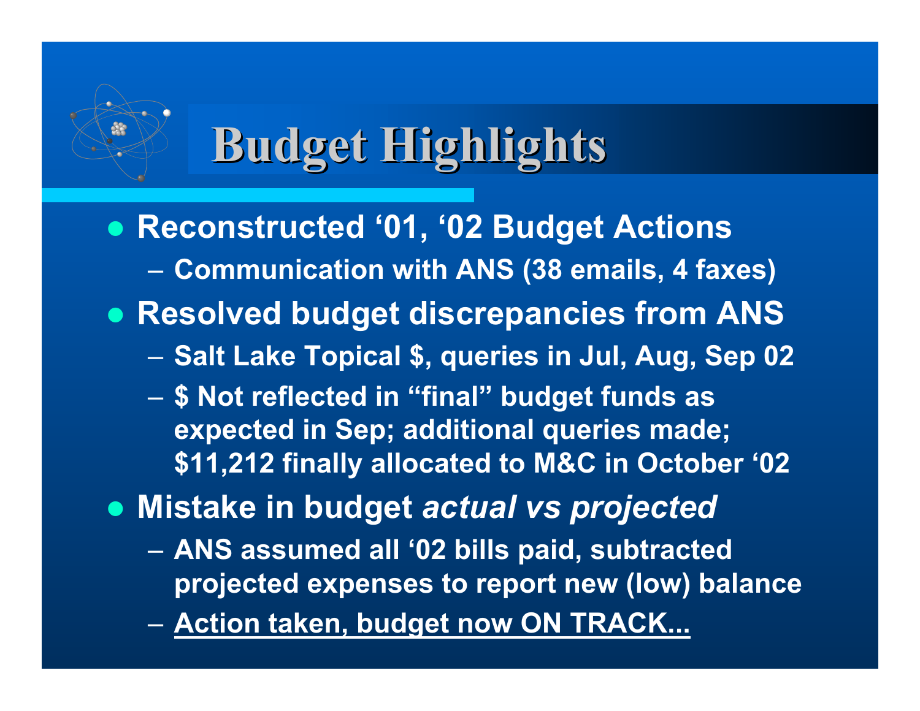# Budget Highlights

- **Reconstructed '01, '02 Budget Actions**
  - **Communication with ANS (38 emails, 4 faxes)**
- **Resolved budget discrepancies from ANS**
  - **Salt Lake Topical $, queries in Jul, Aug, Sep 02**
  - **$ Not reflected in "final" budget funds as expected in Sep; additional queries made; $11,212 finally allocated to M&C in October '02**
- **Mistake in budget *actual vs projected***
  - **ANS assumed all '02 bills paid, subtracted projected expenses to report new (low) balance**
  - **<u>Action taken, budget now ON TRACK...</u>**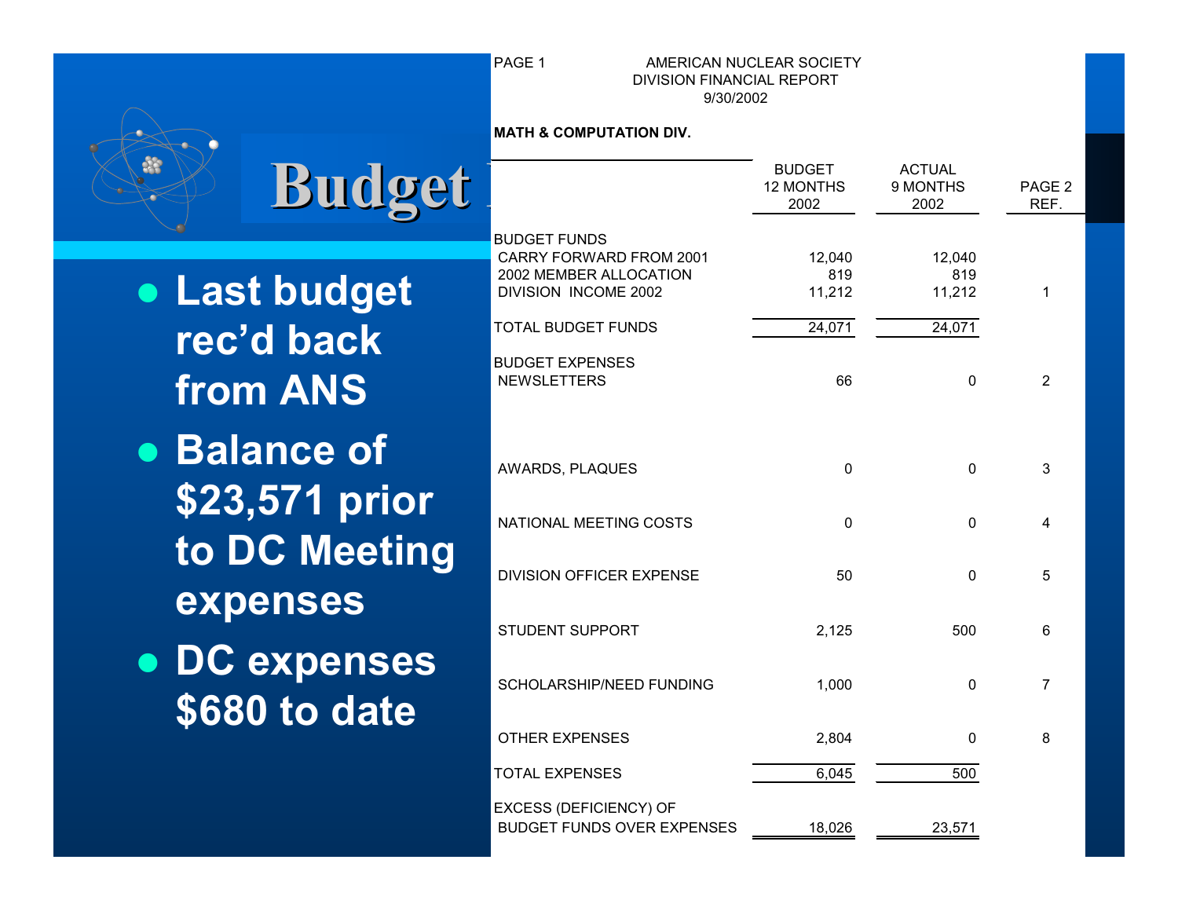# Budget

- Last budget rec'd back from ANS
- Balance of $23,571 prior to DC Meeting expenses
- DC expenses $680 to date

PAGE 1

AMERICAN NUCLEAR SOCIETY
DIVISION FINANCIAL REPORT
9/30/2002

**MATH & COMPUTATION DIV.**

| | BUDGET 12 MONTHS 2002 | ACTUAL 9 MONTHS 2002 | PAGE 2 REF. |
|---|---|---|---|
| BUDGET FUNDS | | | |
| CARRY FORWARD FROM 2001 | 12,040 | 12,040 | |
| 2002 MEMBER ALLOCATION | 819 | 819 | |
| DIVISION INCOME 2002 | 11,212 | 11,212 | 1 |
| TOTAL BUDGET FUNDS | 24,071 | 24,071 | |
| BUDGET EXPENSES | | | |
| NEWSLETTERS | 66 | 0 | 2 |
| AWARDS, PLAQUES | 0 | 0 | 3 |
| NATIONAL MEETING COSTS | 0 | 0 | 4 |
| DIVISION OFFICER EXPENSE | 50 | 0 | 5 |
| STUDENT SUPPORT | 2,125 | 500 | 6 |
| SCHOLARSHIP/NEED FUNDING | 1,000 | 0 | 7 |
| OTHER EXPENSES | 2,804 | 0 | 8 |
| TOTAL EXPENSES | 6,045 | 500 | |
| EXCESS (DEFICIENCY) OF BUDGET FUNDS OVER EXPENSES | 18,026 | 23,571 | |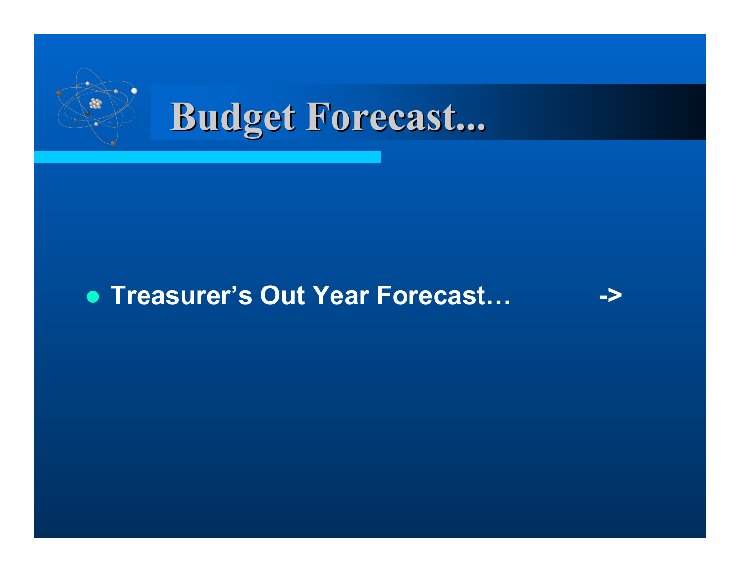# Budget Forecast...

- **Treasurer's Out Year Forecast…        ->**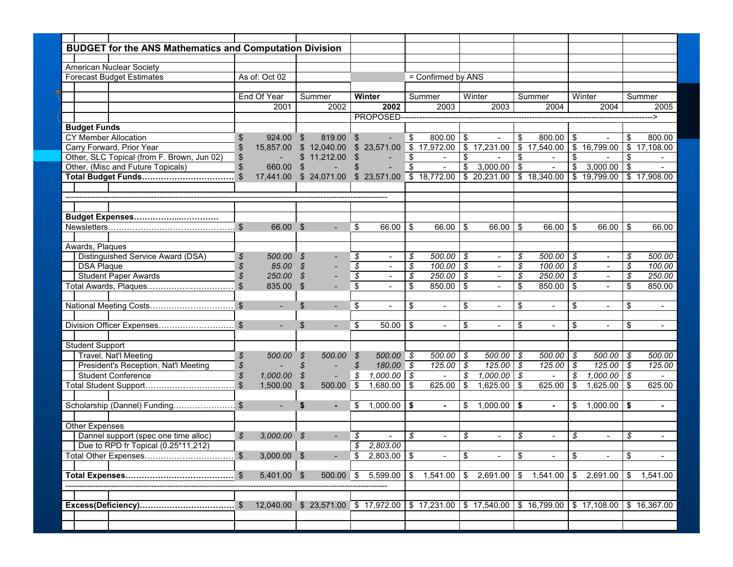## BUDGET for the ANS Mathematics and Computation Division

American Nuclear Society
Forecast Budget Estimates — As of: Oct 02 — (shaded) = Confirmed by ANS

| | End Of Year 2001 | Summer 2002 | Winter 2002 | Summer 2003 | Winter 2003 | Summer 2004 | Winter 2004 | Summer 2005 |
|---|---|---|---|---|---|---|---|---|
| | | | PROPOSED--- | --- | --- | --- | --- | ---> |
| **Budget Funds** | | | | | | | | |
| CY Member Allocation | $ 924.00 | $ 819.00 | $ - | $ 800.00 | $ - | $ 800.00 | $ - | $ 800.00 |
| Carry Forward, Prior Year | $ 15,857.00 | $ 12,040.00 | $ 23,571.00 | $ 17,972.00 | $ 17,231.00 | $ 17,540.00 | $ 16,799.00 | $ 17,108.00 |
| Other, SLC Topical (from F. Brown, Jun 02) | $ - | $ 11,212.00 | $ - | $ - | $ - | $ - | $ - | $ - |
| Other, (Misc and Future Topicals) | $ 660.00 | $ - | $ - | $ - | $ 3,000.00 | $ - | $ 3,000.00 | $ - |
| **Total Budget Funds……………………………** | $ 17,441.00 | $ 24,071.00 | $ 23,571.00 | $ 18,772.00 | $ 20,231.00 | $ 18,340.00 | $ 19,799.00 | $ 17,908.00 |
| **Budget Expenses………………………….** | | | | | | | | |
| Newsletters……………………………………… | $ 66.00 | $ - | $ 66.00 | $ 66.00 | $ 66.00 | $ 66.00 | $ 66.00 | $ 66.00 |
| Awards, Plaques | | | | | | | | |
| Distinguished Service Award (DSA) | *$ 500.00* | *$ -* | *$ -* | *$ 500.00* | *$ -* | *$ 500.00* | *$ -* | *$ 500.00* |
| DSA Plaque | *$ 85.00* | *$ -* | *$ -* | *$ 100.00* | *$ -* | *$ 100.00* | *$ -* | *$ 100.00* |
| Student Paper Awards | *$ 250.00* | *$ -* | *$ -* | *$ 250.00* | *$ -* | *$ 250.00* | *$ -* | *$ 250.00* |
| Total Awards, Plaques…………………………… | $ 835.00 | $ - | $ - | $ 850.00 | $ - | $ 850.00 | $ - | $ 850.00 |
| National Meeting Costs…………………………. | $ - | $ - | $ - | $ - | $ - | $ - | $ - | $ - |
| Division Officer Expenses………………………. | $ - | $ - | $ 50.00 | $ - | $ - | $ - | $ - | $ - |
| Student Support | | | | | | | | |
| Travel, Nat'l Meeting | *$ 500.00* | *$ 500.00* | *$ 500.00* | *$ 500.00* | *$ 500.00* | *$ 500.00* | *$ 500.00* | *$ 500.00* |
| President's Reception, Nat'l Meeting | *$ -* | *$ -* | *$ 180.00* | *$ 125.00* | *$ 125.00* | *$ 125.00* | *$ 125.00* | *$ 125.00* |
| Student Conference | *$ 1,000.00* | *$ -* | *$ 1,000.00* | *$ -* | *$ 1,000.00* | *$ -* | *$ 1,000.00* | *$ -* |
| Total Student Support…………………………… | $ 1,500.00 | $ 500.00 | $ 1,680.00 | $ 625.00 | $ 1,625.00 | $ 625.00 | $ 1,625.00 | $ 625.00 |
| Scholarship (Dannel) Funding………………….. | $ - | **$ -** | $ 1,000.00 | **$ -** | $ 1,000.00 | **$ -** | $ 1,000.00 | **$ -** |
| Other Expenses | | | | | | | | |
| Dannel support (spec one time alloc) | *$ 3,000.00* | *$ -* | *$ -* | *$ -* | *$ -* | *$ -* | *$ -* | *$ -* |
| Due to RPD fr Topical (0.25*11,212) | | | *$ 2,803.00* | | | | | |
| Total Other Expenses…………………………… | $ 3,000.00 | $ - | $ 2,803.00 | $ - | $ - | $ - | $ - | $ - |
| **Total Expenses…………………………………** | $ 5,401.00 | $ 500.00 | $ 5,599.00 | $ 1,541.00 | $ 2,691.00 | $ 1,541.00 | $ 2,691.00 | $ 1,541.00 |
| **Excess(Deficiency)……………………………** | $ 12,040.00 | $ 23,571.00 | $ 17,972.00 | $ 17,231.00 | $ 17,540.00 | $ 16,799.00 | $ 17,108.00 | $ 16,367.00 |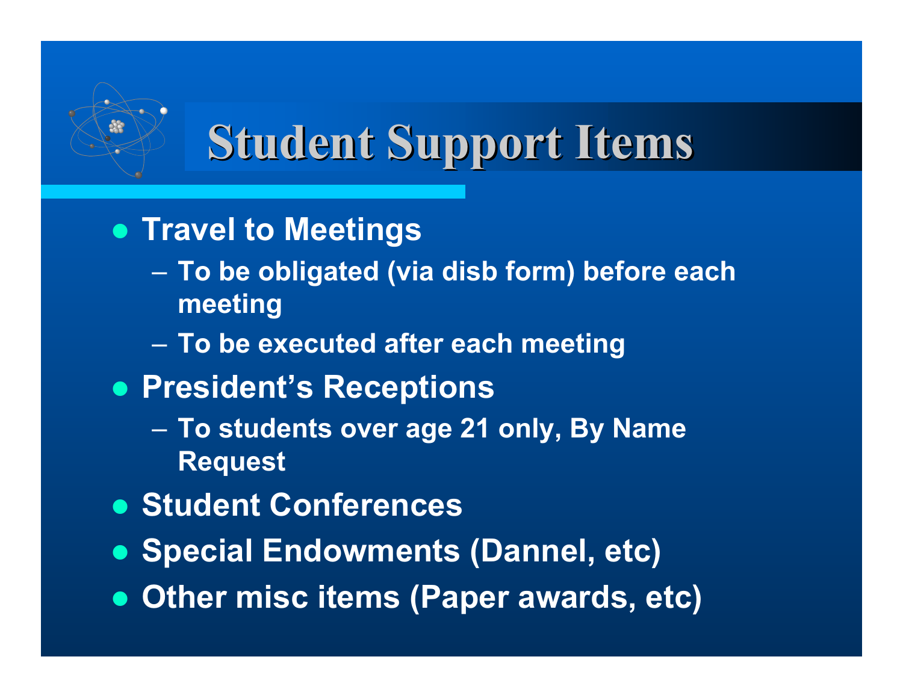# Student Support Items

- **Travel to Meetings**
  - **To be obligated (via disb form) before each meeting**
  - **To be executed after each meeting**
- **President's Receptions**
  - **To students over age 21 only, By Name Request**
- **Student Conferences**
- **Special Endowments (Dannel, etc)**
- **Other misc items (Paper awards, etc)**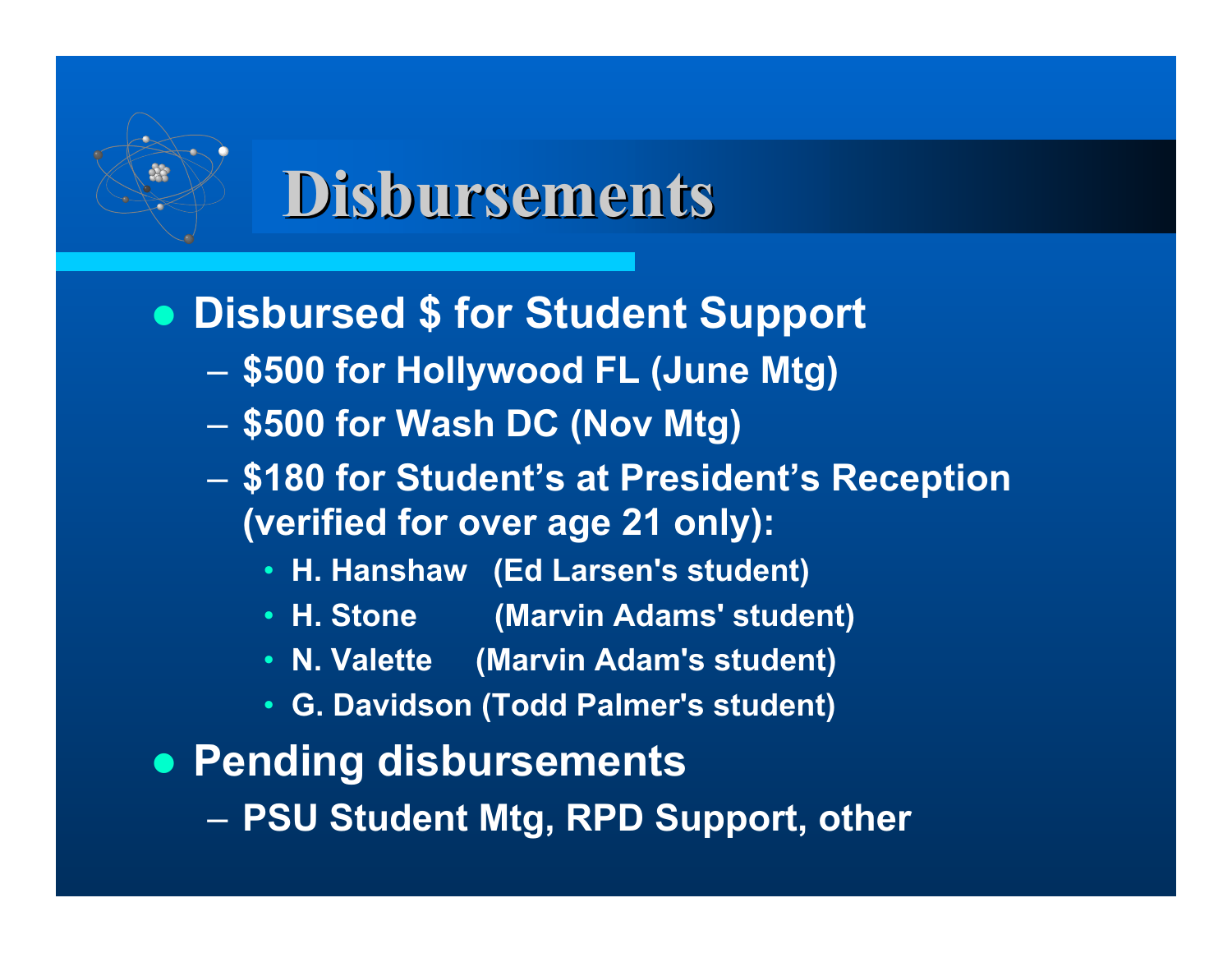# Disbursements

- **Disbursed $ for Student Support**
  - **$500 for Hollywood FL (June Mtg)**
  - **$500 for Wash DC (Nov Mtg)**
  - **$180 for Student's at President's Reception (verified for over age 21 only):**
    - **H. Hanshaw (Ed Larsen's student)**
    - **H. Stone (Marvin Adams' student)**
    - **N. Valette (Marvin Adam's student)**
    - **G. Davidson (Todd Palmer's student)**
- **Pending disbursements**
  - **PSU Student Mtg, RPD Support, other**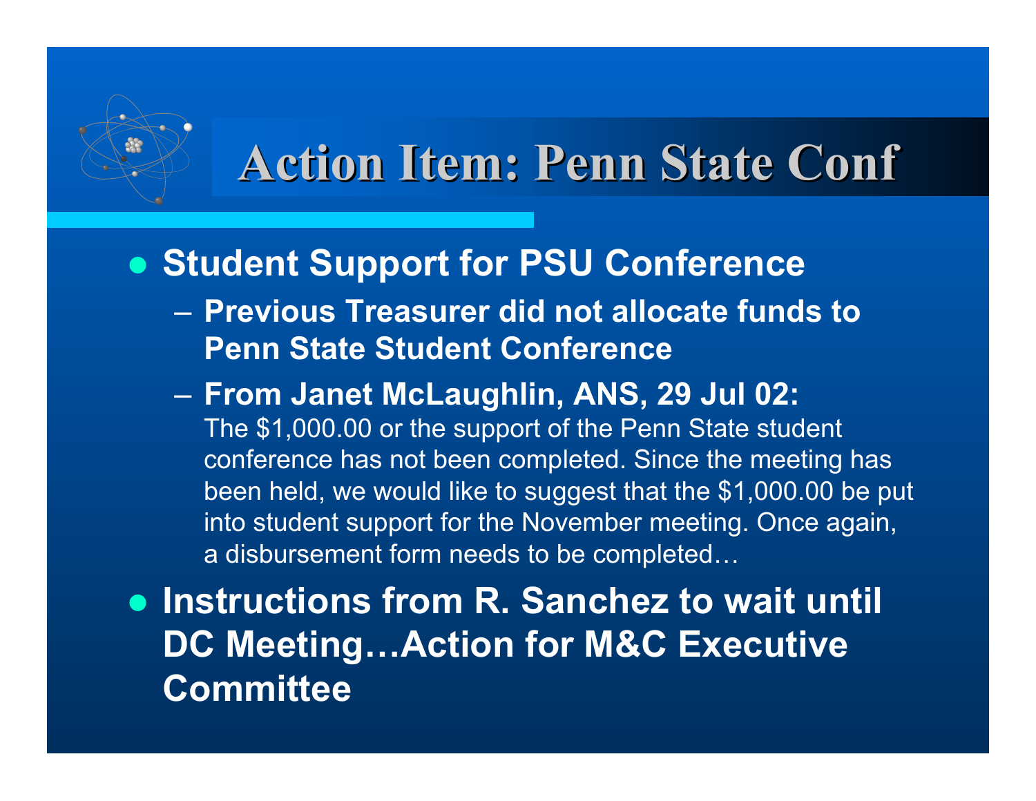# Action Item: Penn State Conf

- **Student Support for PSU Conference**
  - **Previous Treasurer did not allocate funds to Penn State Student Conference**
  - **From Janet McLaughlin, ANS, 29 Jul 02:** The $1,000.00 or the support of the Penn State student conference has not been completed. Since the meeting has been held, we would like to suggest that the $1,000.00 be put into student support for the November meeting. Once again, a disbursement form needs to be completed…
- **Instructions from R. Sanchez to wait until DC Meeting…Action for M&C Executive Committee**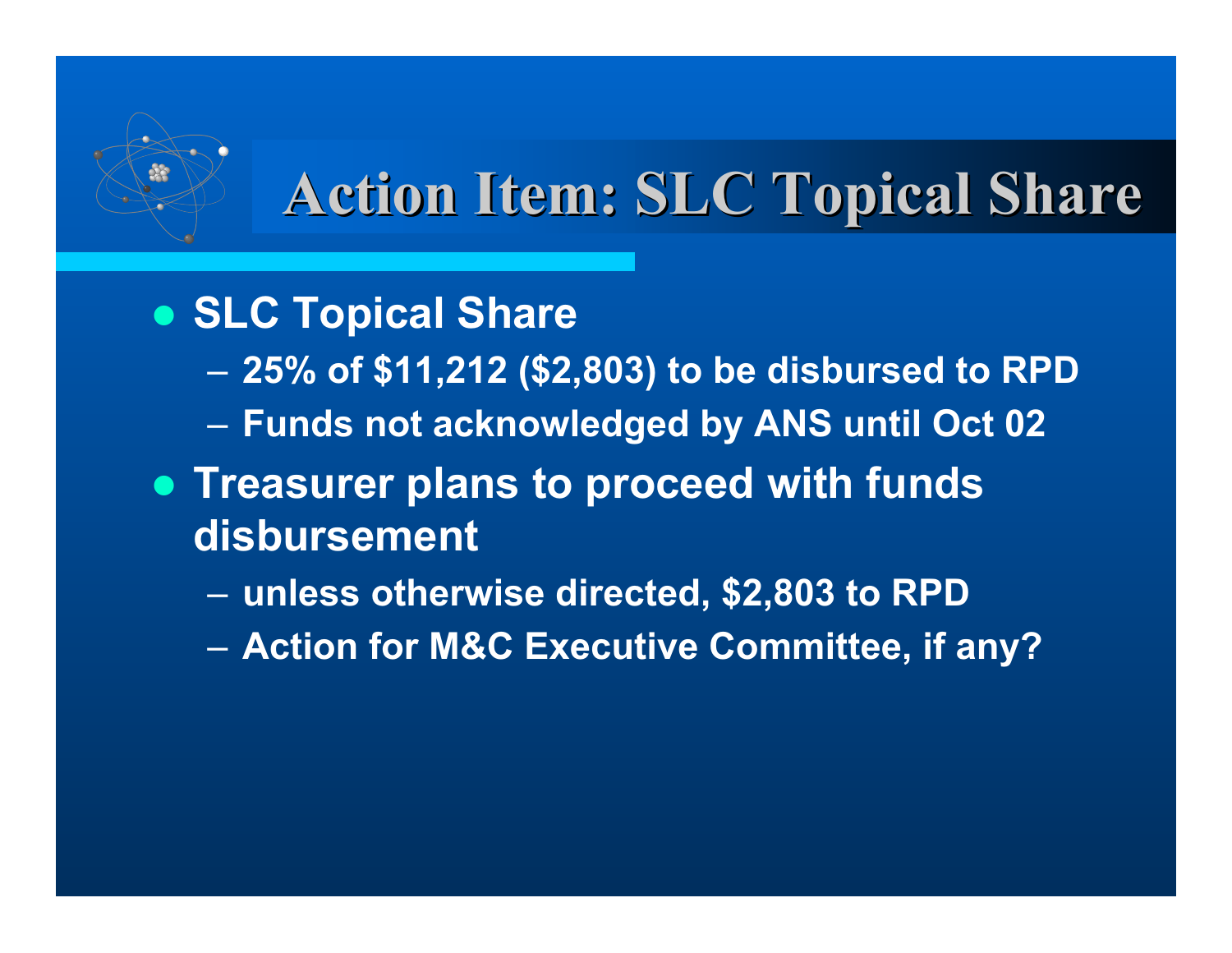# Action Item: SLC Topical Share

- SLC Topical Share
  - 25% of $11,212 ($2,803) to be disbursed to RPD
  - Funds not acknowledged by ANS until Oct 02
- Treasurer plans to proceed with funds disbursement
  - unless otherwise directed, $2,803 to RPD
  - Action for M&C Executive Committee, if any?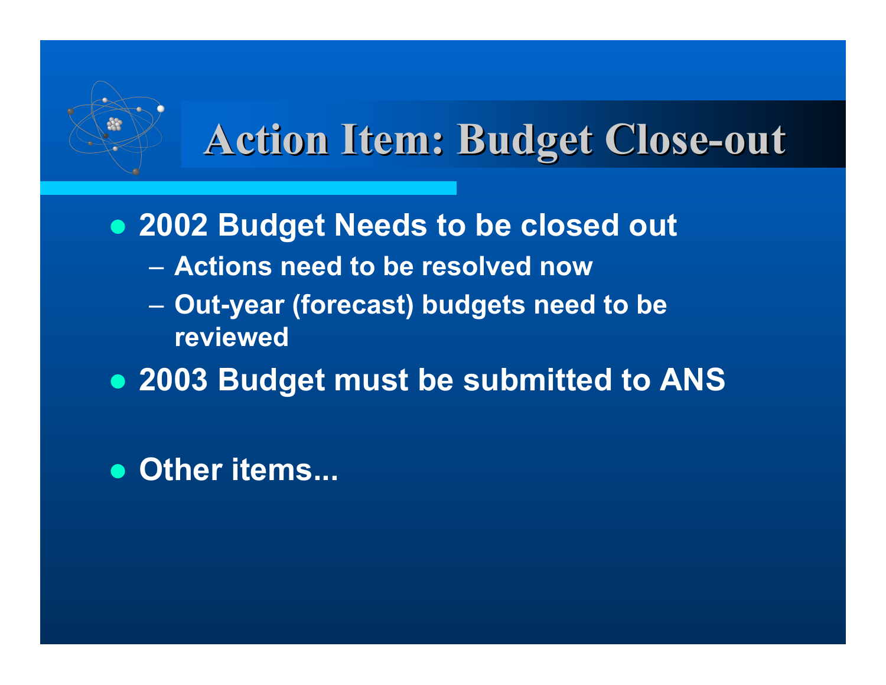# Action Item: Budget Close-out

- 2002 Budget Needs to be closed out
  - Actions need to be resolved now
  - Out-year (forecast) budgets need to be reviewed
- 2003 Budget must be submitted to ANS
- Other items...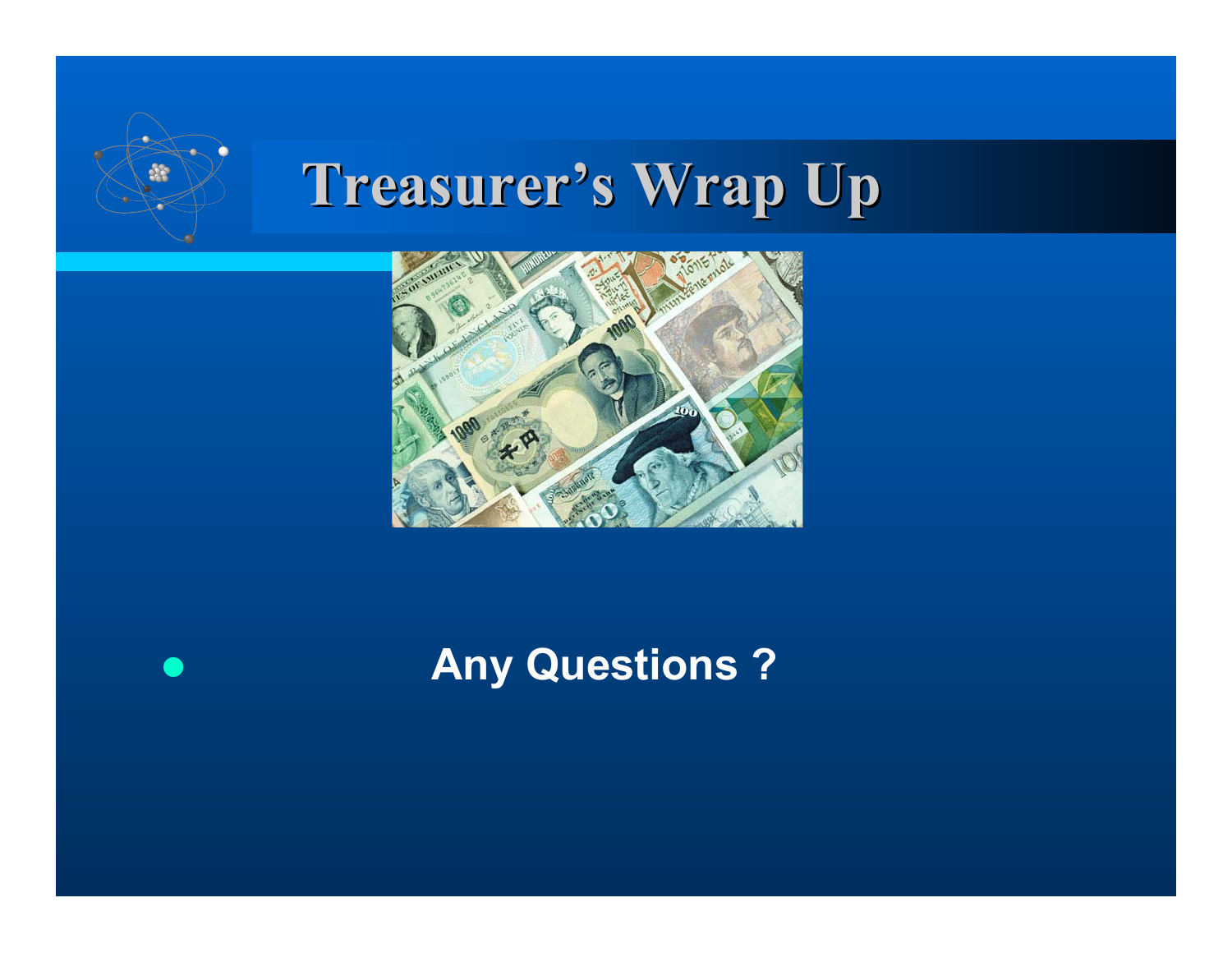# Treasurer's Wrap Up

- Any Questions ?